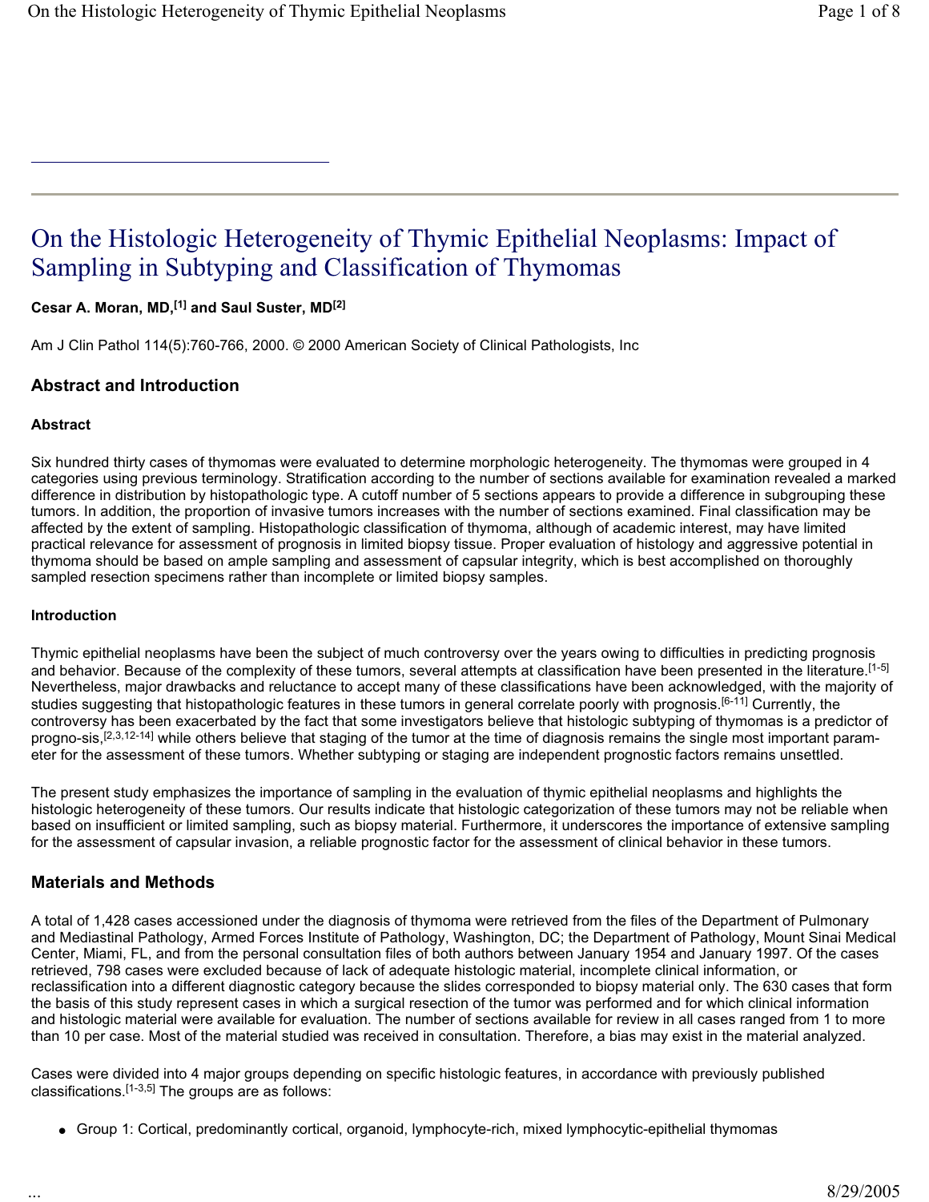# On the Histologic Heterogeneity of Thymic Epithelial Neoplasms: Impact of Sampling in Subtyping and Classification of Thymomas

**Cesar A. Moran, MD,[1] and Saul Suster, MD[2]**

Am J Clin Pathol 114(5):760-766, 2000. © 2000 American Society of Clinical Pathologists, Inc

## Abstract and Introduction

### Abstract

Six hundred thirty cases of thymomas were evaluated to determine morphologic heterogeneity. The thymomas were grouped in 4 categories using previous terminology. Stratification according to the number of sections available for examination revealed a marked difference in distribution by histopathologic type. A cutoff number of 5 sections appears to provide a difference in subgrouping these tumors. In addition, the proportion of invasive tumors increases with the number of sections examined. Final classification may be affected by the extent of sampling. Histopathologic classification of thymoma, although of academic interest, may have limited practical relevance for assessment of prognosis in limited biopsy tissue. Proper evaluation of histology and aggressive potential in thymoma should be based on ample sampling and assessment of capsular integrity, which is best accomplished on thoroughly sampled resection specimens rather than incomplete or limited biopsy samples.

### Introduction

Thymic epithelial neoplasms have been the subject of much controversy over the years owing to difficulties in predicting prognosis and behavior. Because of the complexity of these tumors, several attempts at classification have been presented in the literature.[1-5] Nevertheless, major drawbacks and reluctance to accept many of these classifications have been acknowledged, with the majority of studies suggesting that histopathologic features in these tumors in general correlate poorly with prognosis.[6-11] Currently, the controversy has been exacerbated by the fact that some investigators believe that histologic subtyping of thymomas is a predictor of progno-sis,[2,3,12-14] while others believe that staging of the tumor at the time of diagnosis remains the single most important param-eter for the assessment of these tumors. Whether subtyping or staging are independent prognostic factors remains unsettled.

The present study emphasizes the importance of sampling in the evaluation of thymic epithelial neoplasms and highlights the histologic heterogeneity of these tumors. Our results indicate that histologic categorization of these tumors may not be reliable when based on insufficient or limited sampling, such as biopsy material. Furthermore, it underscores the importance of extensive sampling for the assessment of capsular invasion, a reliable prognostic factor for the assessment of clinical behavior in these tumors.

## Materials and Methods

A total of 1,428 cases accessioned under the diagnosis of thymoma were retrieved from the files of the Department of Pulmonary and Mediastinal Pathology, Armed Forces Institute of Pathology, Washington, DC; the Department of Pathology, Mount Sinai Medical Center, Miami, FL, and from the personal consultation files of both authors between January 1954 and January 1997. Of the cases retrieved, 798 cases were excluded because of lack of adequate histologic material, incomplete clinical information, or reclassification into a different diagnostic category because the slides corresponded to biopsy material only. The 630 cases that form the basis of this study represent cases in which a surgical resection of the tumor was performed and for which clinical information and histologic material were available for evaluation. The number of sections available for review in all cases ranged from 1 to more than 10 per case. Most of the material studied was received in consultation. Therefore, a bias may exist in the material analyzed.

Cases were divided into 4 major groups depending on specific histologic features, in accordance with previously published classifications.[1-3,5] The groups are as follows:

- Group 1: Cortical, predominantly cortical, organoid, lymphocyte-rich, mixed lymphocytic-epithelial thymomas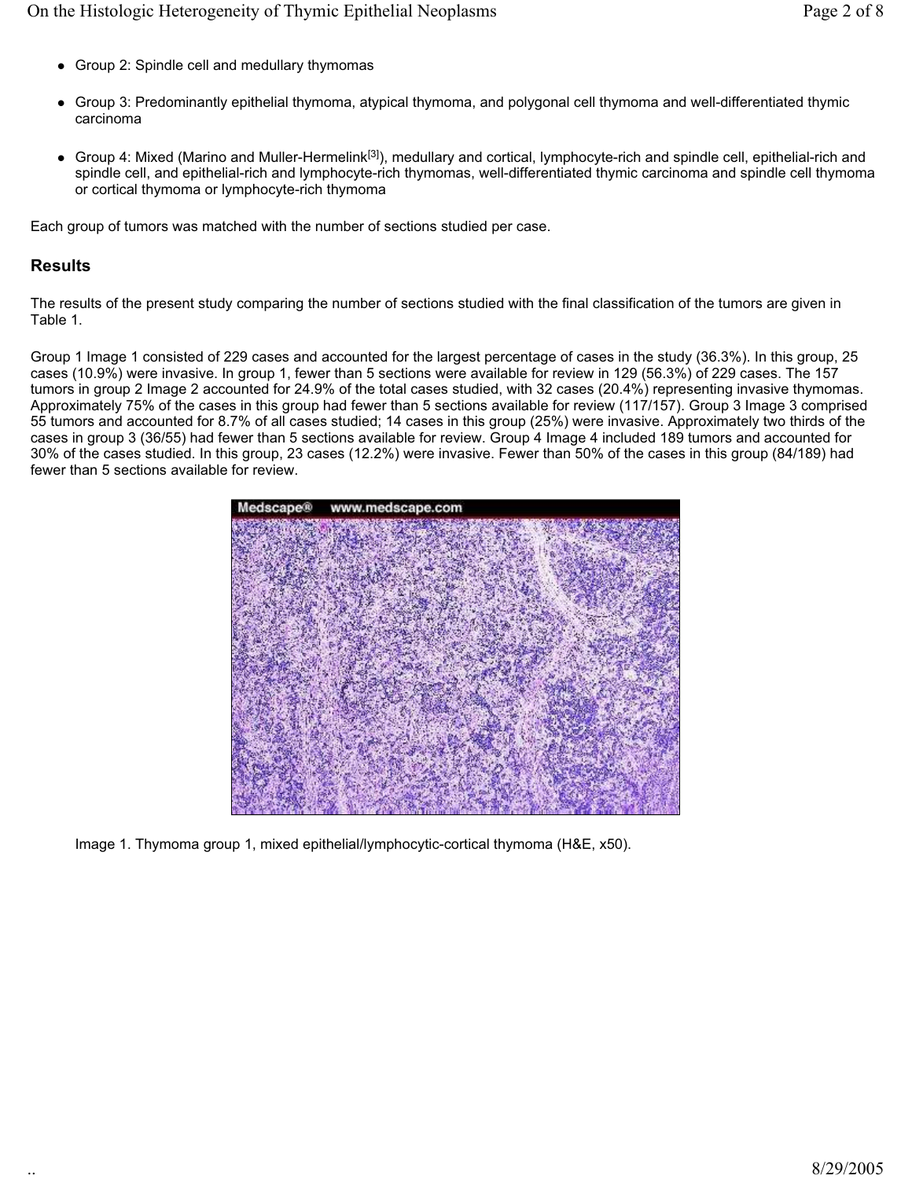- Group 2: Spindle cell and medullary thymomas
- Group 3: Predominantly epithelial thymoma, atypical thymoma, and polygonal cell thymoma and well-differentiated thymic carcinoma
- Group 4: Mixed (Marino and Muller-Hermelink[3]), medullary and cortical, lymphocyte-rich and spindle cell, epithelial-rich and spindle cell, and epithelial-rich and lymphocyte-rich thymomas, well-differentiated thymic carcinoma and spindle cell thymoma or cortical thymoma or lymphocyte-rich thymoma

Each group of tumors was matched with the number of sections studied per case.

## Results

The results of the present study comparing the number of sections studied with the final classification of the tumors are given in Table 1.

Group 1 Image 1 consisted of 229 cases and accounted for the largest percentage of cases in the study (36.3%). In this group, 25 cases (10.9%) were invasive. In group 1, fewer than 5 sections were available for review in 129 (56.3%) of 229 cases. The 157 tumors in group 2 Image 2 accounted for 24.9% of the total cases studied, with 32 cases (20.4%) representing invasive thymomas. Approximately 75% of the cases in this group had fewer than 5 sections available for review (117/157). Group 3 Image 3 comprised 55 tumors and accounted for 8.7% of all cases studied; 14 cases in this group (25%) were invasive. Approximately two thirds of the cases in group 3 (36/55) had fewer than 5 sections available for review. Group 4 Image 4 included 189 tumors and accounted for 30% of the cases studied. In this group, 23 cases (12.2%) were invasive. Fewer than 50% of the cases in this group (84/189) had fewer than 5 sections available for review.

Image 1. Thymoma group 1, mixed epithelial/lymphocytic-cortical thymoma (H&E, x50).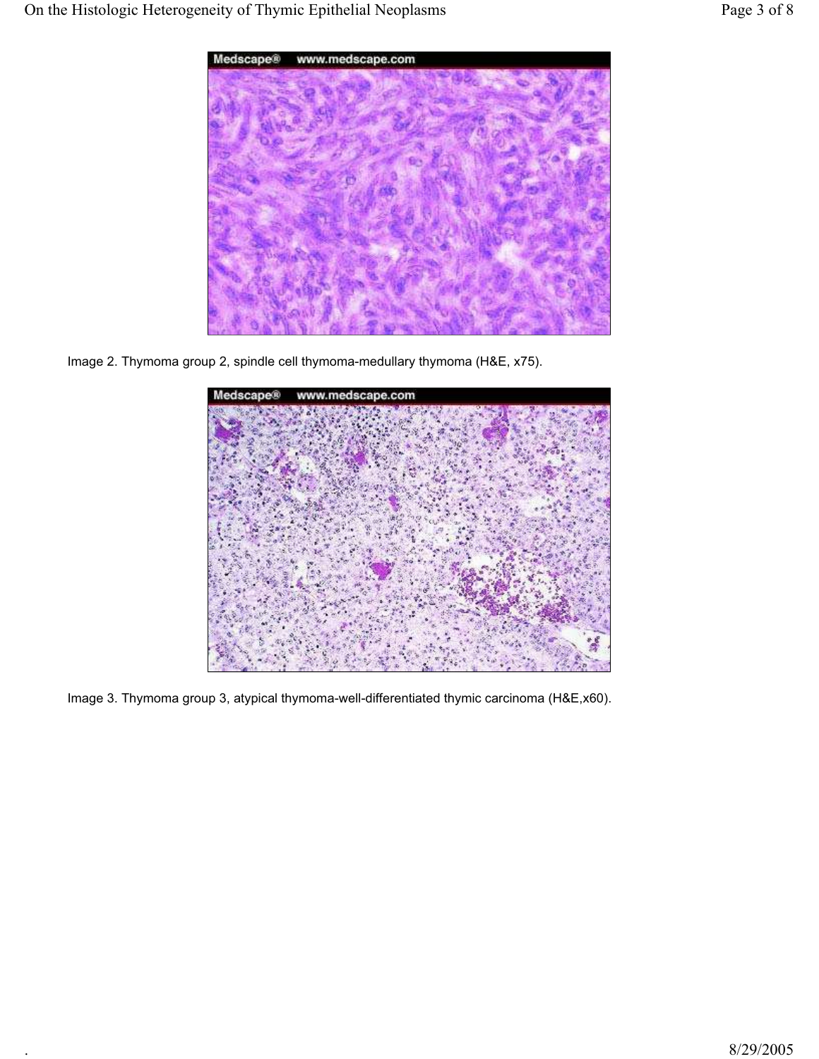Image 2. Thymoma group 2, spindle cell thymoma-medullary thymoma (H&E, x75).

Image 3. Thymoma group 3, atypical thymoma-well-differentiated thymic carcinoma (H&E,x60).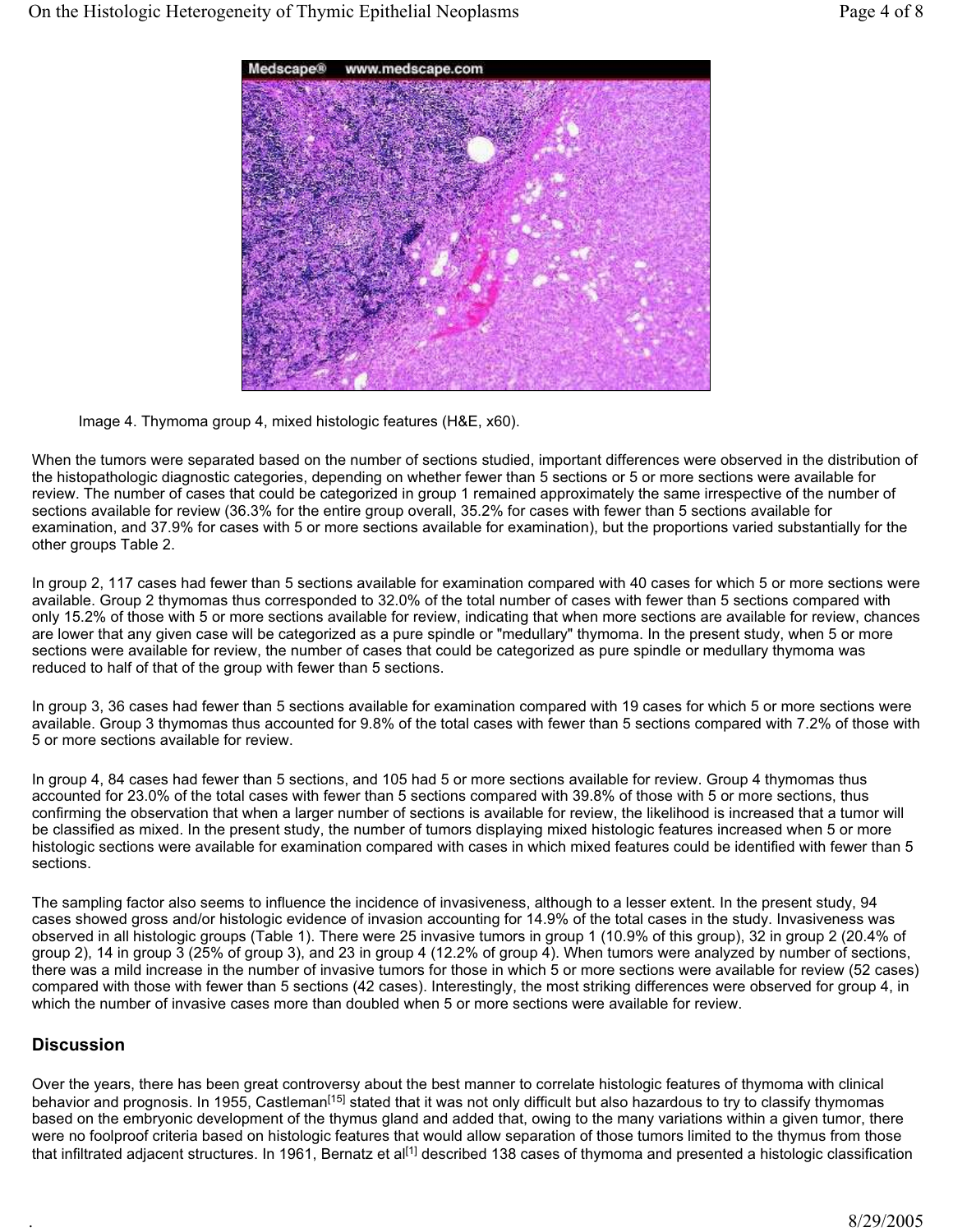Image 4. Thymoma group 4, mixed histologic features (H&E, x60).

When the tumors were separated based on the number of sections studied, important differences were observed in the distribution of the histopathologic diagnostic categories, depending on whether fewer than 5 sections or 5 or more sections were available for review. The number of cases that could be categorized in group 1 remained approximately the same irrespective of the number of sections available for review (36.3% for the entire group overall, 35.2% for cases with fewer than 5 sections available for examination, and 37.9% for cases with 5 or more sections available for examination), but the proportions varied substantially for the other groups Table 2.

In group 2, 117 cases had fewer than 5 sections available for examination compared with 40 cases for which 5 or more sections were available. Group 2 thymomas thus corresponded to 32.0% of the total number of cases with fewer than 5 sections compared with only 15.2% of those with 5 or more sections available for review, indicating that when more sections are available for review, chances are lower that any given case will be categorized as a pure spindle or "medullary" thymoma. In the present study, when 5 or more sections were available for review, the number of cases that could be categorized as pure spindle or medullary thymoma was reduced to half of that of the group with fewer than 5 sections.

In group 3, 36 cases had fewer than 5 sections available for examination compared with 19 cases for which 5 or more sections were available. Group 3 thymomas thus accounted for 9.8% of the total cases with fewer than 5 sections compared with 7.2% of those with 5 or more sections available for review.

In group 4, 84 cases had fewer than 5 sections, and 105 had 5 or more sections available for review. Group 4 thymomas thus accounted for 23.0% of the total cases with fewer than 5 sections compared with 39.8% of those with 5 or more sections, thus confirming the observation that when a larger number of sections is available for review, the likelihood is increased that a tumor will be classified as mixed. In the present study, the number of tumors displaying mixed histologic features increased when 5 or more histologic sections were available for examination compared with cases in which mixed features could be identified with fewer than 5 sections.

The sampling factor also seems to influence the incidence of invasiveness, although to a lesser extent. In the present study, 94 cases showed gross and/or histologic evidence of invasion accounting for 14.9% of the total cases in the study. Invasiveness was observed in all histologic groups (Table 1). There were 25 invasive tumors in group 1 (10.9% of this group), 32 in group 2 (20.4% of group 2), 14 in group 3 (25% of group 3), and 23 in group 4 (12.2% of group 4). When tumors were analyzed by number of sections, there was a mild increase in the number of invasive tumors for those in which 5 or more sections were available for review (52 cases) compared with those with fewer than 5 sections (42 cases). Interestingly, the most striking differences were observed for group 4, in which the number of invasive cases more than doubled when 5 or more sections were available for review.

## Discussion

Over the years, there has been great controversy about the best manner to correlate histologic features of thymoma with clinical behavior and prognosis. In 1955, Castleman[15] stated that it was not only difficult but also hazardous to try to classify thymomas based on the embryonic development of the thymus gland and added that, owing to the many variations within a given tumor, there were no foolproof criteria based on histologic features that would allow separation of those tumors limited to the thymus from those that infiltrated adjacent structures. In 1961, Bernatz et al[1] described 138 cases of thymoma and presented a histologic classification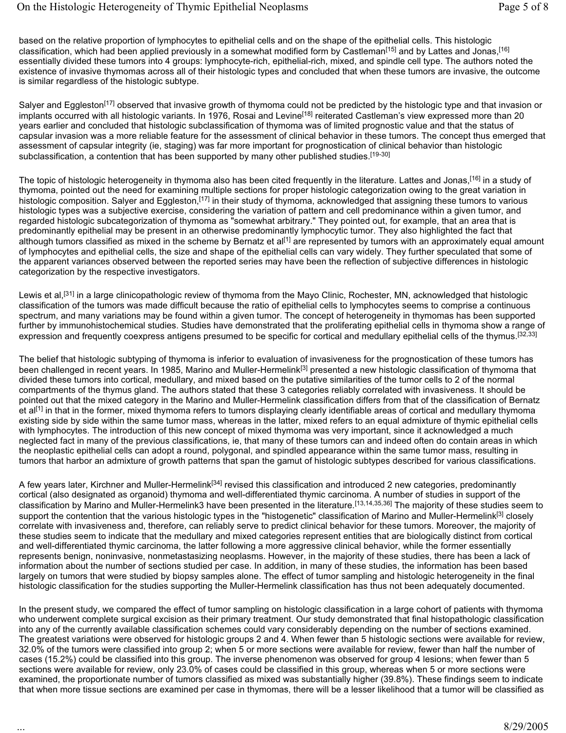based on the relative proportion of lymphocytes to epithelial cells and on the shape of the epithelial cells. This histologic classification, which had been applied previously in a somewhat modified form by Castleman[15] and by Lattes and Jonas,[16] essentially divided these tumors into 4 groups: lymphocyte-rich, epithelial-rich, mixed, and spindle cell type. The authors noted the existence of invasive thymomas across all of their histologic types and concluded that when these tumors are invasive, the outcome is similar regardless of the histologic subtype.

Salyer and Eggleston[17] observed that invasive growth of thymoma could not be predicted by the histologic type and that invasion or implants occurred with all histologic variants. In 1976, Rosai and Levine[18] reiterated Castleman's view expressed more than 20 years earlier and concluded that histologic subclassification of thymoma was of limited prognostic value and that the status of capsular invasion was a more reliable feature for the assessment of clinical behavior in these tumors. The concept thus emerged that assessment of capsular integrity (ie, staging) was far more important for prognostication of clinical behavior than histologic subclassification, a contention that has been supported by many other published studies.[19-30]

The topic of histologic heterogeneity in thymoma also has been cited frequently in the literature. Lattes and Jonas,[16] in a study of thymoma, pointed out the need for examining multiple sections for proper histologic categorization owing to the great variation in histologic composition. Salyer and Eggleston,[17] in their study of thymoma, acknowledged that assigning these tumors to various histologic types was a subjective exercise, considering the variation of pattern and cell predominance within a given tumor, and regarded histologic subcategorization of thymoma as "somewhat arbitrary." They pointed out, for example, that an area that is predominantly epithelial may be present in an otherwise predominantly lymphocytic tumor. They also highlighted the fact that although tumors classified as mixed in the scheme by Bernatz et al[1] are represented by tumors with an approximately equal amount of lymphocytes and epithelial cells, the size and shape of the epithelial cells can vary widely. They further speculated that some of the apparent variances observed between the reported series may have been the reflection of subjective differences in histologic categorization by the respective investigators.

Lewis et al,[31] in a large clinicopathologic review of thymoma from the Mayo Clinic, Rochester, MN, acknowledged that histologic classification of the tumors was made difficult because the ratio of epithelial cells to lymphocytes seems to comprise a continuous spectrum, and many variations may be found within a given tumor. The concept of heterogeneity in thymomas has been supported further by immunohistochemical studies. Studies have demonstrated that the proliferating epithelial cells in thymoma show a range of expression and frequently coexpress antigens presumed to be specific for cortical and medullary epithelial cells of the thymus.[32,33]

The belief that histologic subtyping of thymoma is inferior to evaluation of invasiveness for the prognostication of these tumors has been challenged in recent years. In 1985, Marino and Muller-Hermelink[3] presented a new histologic classification of thymoma that divided these tumors into cortical, medullary, and mixed based on the putative similarities of the tumor cells to 2 of the normal compartments of the thymus gland. The authors stated that these 3 categories reliably correlated with invasiveness. It should be pointed out that the mixed category in the Marino and Muller-Hermelink classification differs from that of the classification of Bernatz et al[1] in that in the former, mixed thymoma refers to tumors displaying clearly identifiable areas of cortical and medullary thymoma existing side by side within the same tumor mass, whereas in the latter, mixed refers to an equal admixture of thymic epithelial cells with lymphocytes. The introduction of this new concept of mixed thymoma was very important, since it acknowledged a much neglected fact in many of the previous classifications, ie, that many of these tumors can and indeed often do contain areas in which the neoplastic epithelial cells can adopt a round, polygonal, and spindled appearance within the same tumor mass, resulting in tumors that harbor an admixture of growth patterns that span the gamut of histologic subtypes described for various classifications.

A few years later, Kirchner and Muller-Hermelink[34] revised this classification and introduced 2 new categories, predominantly cortical (also designated as organoid) thymoma and well-differentiated thymic carcinoma. A number of studies in support of the classification by Marino and Muller-Hermelink3 have been presented in the literature.[13,14,35,36] The majority of these studies seem to support the contention that the various histologic types in the "histogenetic" classification of Marino and Muller-Hermelink[3] closely correlate with invasiveness and, therefore, can reliably serve to predict clinical behavior for these tumors. Moreover, the majority of these studies seem to indicate that the medullary and mixed categories represent entities that are biologically distinct from cortical and well-differentiated thymic carcinoma, the latter following a more aggressive clinical behavior, while the former essentially represents benign, noninvasive, nonmetastasizing neoplasms. However, in the majority of these studies, there has been a lack of information about the number of sections studied per case. In addition, in many of these studies, the information has been based largely on tumors that were studied by biopsy samples alone. The effect of tumor sampling and histologic heterogeneity in the final histologic classification for the studies supporting the Muller-Hermelink classification has thus not been adequately documented.

In the present study, we compared the effect of tumor sampling on histologic classification in a large cohort of patients with thymoma who underwent complete surgical excision as their primary treatment. Our study demonstrated that final histopathologic classification into any of the currently available classification schemes could vary considerably depending on the number of sections examined. The greatest variations were observed for histologic groups 2 and 4. When fewer than 5 histologic sections were available for review, 32.0% of the tumors were classified into group 2; when 5 or more sections were available for review, fewer than half the number of cases (15.2%) could be classified into this group. The inverse phenomenon was observed for group 4 lesions; when fewer than 5 sections were available for review, only 23.0% of cases could be classified in this group, whereas when 5 or more sections were examined, the proportionate number of tumors classified as mixed was substantially higher (39.8%). These findings seem to indicate that when more tissue sections are examined per case in thymomas, there will be a lesser likelihood that a tumor will be classified as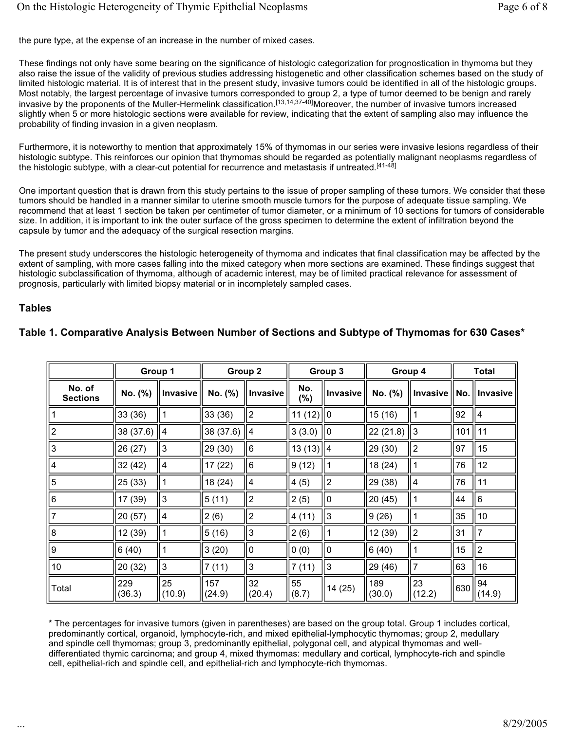the pure type, at the expense of an increase in the number of mixed cases.

These findings not only have some bearing on the significance of histologic categorization for prognostication in thymoma but they also raise the issue of the validity of previous studies addressing histogenetic and other classification schemes based on the study of limited histologic material. It is of interest that in the present study, invasive tumors could be identified in all of the histologic groups. Most notably, the largest percentage of invasive tumors corresponded to group 2, a type of tumor deemed to be benign and rarely invasive by the proponents of the Muller-Hermelink classification.[13,14,37-40]Moreover, the number of invasive tumors increased slightly when 5 or more histologic sections were available for review, indicating that the extent of sampling also may influence the probability of finding invasion in a given neoplasm.

Furthermore, it is noteworthy to mention that approximately 15% of thymomas in our series were invasive lesions regardless of their histologic subtype. This reinforces our opinion that thymomas should be regarded as potentially malignant neoplasms regardless of the histologic subtype, with a clear-cut potential for recurrence and metastasis if untreated.[41-48]

One important question that is drawn from this study pertains to the issue of proper sampling of these tumors. We consider that these tumors should be handled in a manner similar to uterine smooth muscle tumors for the purpose of adequate tissue sampling. We recommend that at least 1 section be taken per centimeter of tumor diameter, or a minimum of 10 sections for tumors of considerable size. In addition, it is important to ink the outer surface of the gross specimen to determine the extent of infiltration beyond the capsule by tumor and the adequacy of the surgical resection margins.

The present study underscores the histologic heterogeneity of thymoma and indicates that final classification may be affected by the extent of sampling, with more cases falling into the mixed category when more sections are examined. These findings suggest that histologic subclassification of thymoma, although of academic interest, may be of limited practical relevance for assessment of prognosis, particularly with limited biopsy material or in incompletely sampled cases.

## Tables

### Table 1. Comparative Analysis Between Number of Sections and Subtype of Thymomas for 630 Cases*

| | Group 1 | | Group 2 | | Group 3 | | Group 4 | | Total | |
|---|---|---|---|---|---|---|---|---|---|---|
| No. of Sections | No. (%) | Invasive | No. (%) | Invasive | No. (%) | Invasive | No. (%) | Invasive | No. | Invasive |
| 1 | 33 (36) | 1 | 33 (36) | 2 | 11 (12) | 0 | 15 (16) | 1 | 92 | 4 |
| 2 | 38 (37.6) | 4 | 38 (37.6) | 4 | 3 (3.0) | 0 | 22 (21.8) | 3 | 101 | 11 |
| 3 | 26 (27) | 3 | 29 (30) | 6 | 13 (13) | 4 | 29 (30) | 2 | 97 | 15 |
| 4 | 32 (42) | 4 | 17 (22) | 6 | 9 (12) | 1 | 18 (24) | 1 | 76 | 12 |
| 5 | 25 (33) | 1 | 18 (24) | 4 | 4 (5) | 2 | 29 (38) | 4 | 76 | 11 |
| 6 | 17 (39) | 3 | 5 (11) | 2 | 2 (5) | 0 | 20 (45) | 1 | 44 | 6 |
| 7 | 20 (57) | 4 | 2 (6) | 2 | 4 (11) | 3 | 9 (26) | 1 | 35 | 10 |
| 8 | 12 (39) | 1 | 5 (16) | 3 | 2 (6) | 1 | 12 (39) | 2 | 31 | 7 |
| 9 | 6 (40) | 1 | 3 (20) | 0 | 0 (0) | 0 | 6 (40) | 1 | 15 | 2 |
| 10 | 20 (32) | 3 | 7 (11) | 3 | 7 (11) | 3 | 29 (46) | 7 | 63 | 16 |
| Total | 229 (36.3) | 25 (10.9) | 157 (24.9) | 32 (20.4) | 55 (8.7) | 14 (25) | 189 (30.0) | 23 (12.2) | 630 | 94 (14.9) |

* The percentages for invasive tumors (given in parentheses) are based on the group total. Group 1 includes cortical, predominantly cortical, organoid, lymphocyte-rich, and mixed epithelial-lymphocytic thymomas; group 2, medullary and spindle cell thymomas; group 3, predominantly epithelial, polygonal cell, and atypical thymomas and well-differentiated thymic carcinoma; and group 4, mixed thymomas: medullary and cortical, lymphocyte-rich and spindle cell, epithelial-rich and spindle cell, and epithelial-rich and lymphocyte-rich thymomas.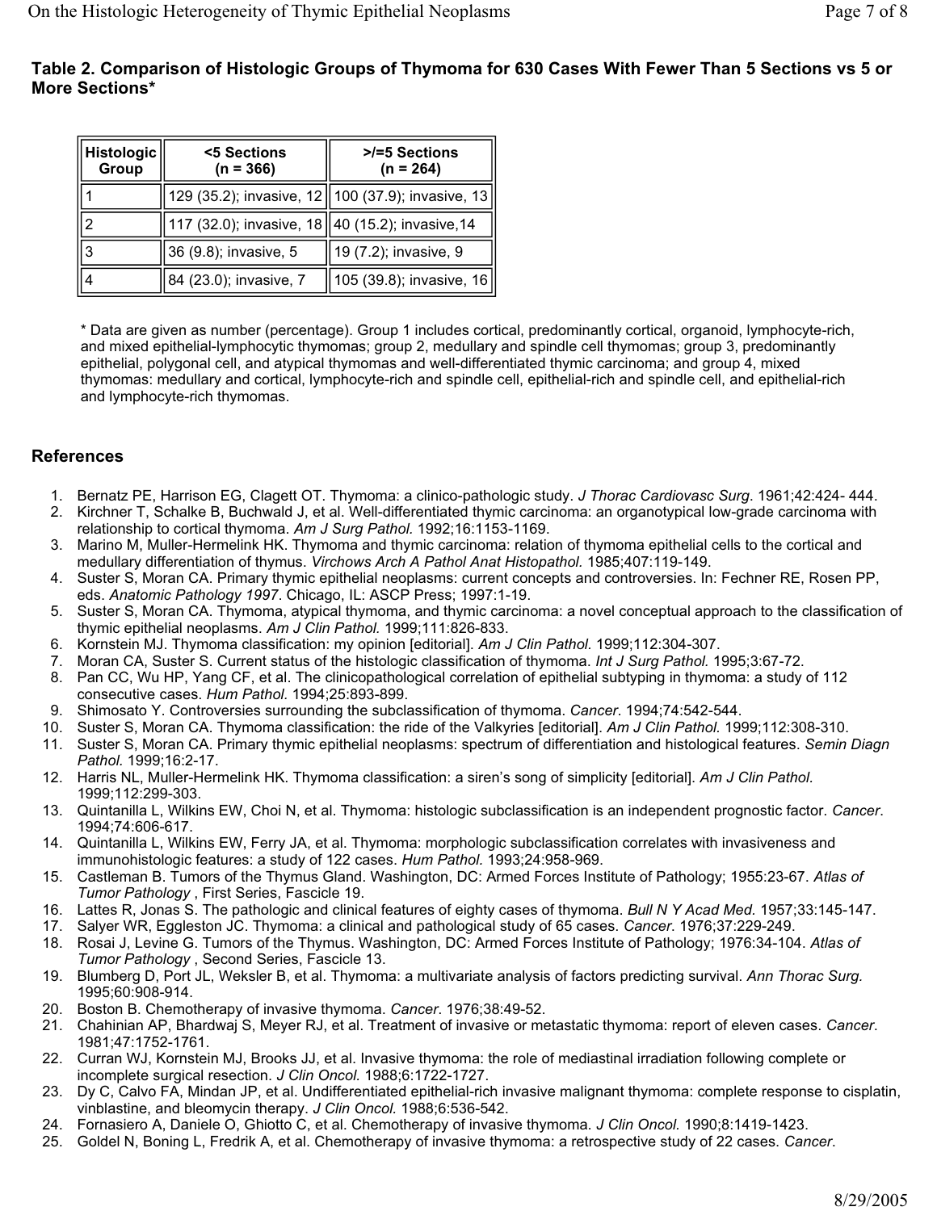**Table 2. Comparison of Histologic Groups of Thymoma for 630 Cases With Fewer Than 5 Sections vs 5 or More Sections***

| Histologic Group | <5 Sections (n = 366) | >/=5 Sections (n = 264) |
|---|---|---|
| 1 | 129 (35.2); invasive, 12 | 100 (37.9); invasive, 13 |
| 2 | 117 (32.0); invasive, 18 | 40 (15.2); invasive,14 |
| 3 | 36 (9.8); invasive, 5 | 19 (7.2); invasive, 9 |
| 4 | 84 (23.0); invasive, 7 | 105 (39.8); invasive, 16 |

* Data are given as number (percentage). Group 1 includes cortical, predominantly cortical, organoid, lymphocyte-rich, and mixed epithelial-lymphocytic thymomas; group 2, medullary and spindle cell thymomas; group 3, predominantly epithelial, polygonal cell, and atypical thymomas and well-differentiated thymic carcinoma; and group 4, mixed thymomas: medullary and cortical, lymphocyte-rich and spindle cell, epithelial-rich and spindle cell, and epithelial-rich and lymphocyte-rich thymomas.

## References

1. Bernatz PE, Harrison EG, Clagett OT. Thymoma: a clinico-pathologic study. *J Thorac Cardiovasc Surg*. 1961;42:424- 444.
2. Kirchner T, Schalke B, Buchwald J, et al. Well-differentiated thymic carcinoma: an organotypical low-grade carcinoma with relationship to cortical thymoma. *Am J Surg Pathol.* 1992;16:1153-1169.
3. Marino M, Muller-Hermelink HK. Thymoma and thymic carcinoma: relation of thymoma epithelial cells to the cortical and medullary differentiation of thymus. *Virchows Arch A Pathol Anat Histopathol.* 1985;407:119-149.
4. Suster S, Moran CA. Primary thymic epithelial neoplasms: current concepts and controversies. In: Fechner RE, Rosen PP, eds. *Anatomic Pathology 1997*. Chicago, IL: ASCP Press; 1997:1-19.
5. Suster S, Moran CA. Thymoma, atypical thymoma, and thymic carcinoma: a novel conceptual approach to the classification of thymic epithelial neoplasms. *Am J Clin Pathol.* 1999;111:826-833.
6. Kornstein MJ. Thymoma classification: my opinion [editorial]. *Am J Clin Pathol.* 1999;112:304-307.
7. Moran CA, Suster S. Current status of the histologic classification of thymoma. *Int J Surg Pathol.* 1995;3:67-72.
8. Pan CC, Wu HP, Yang CF, et al. The clinicopathological correlation of epithelial subtyping in thymoma: a study of 112 consecutive cases. *Hum Pathol.* 1994;25:893-899.
9. Shimosato Y. Controversies surrounding the subclassification of thymoma. *Cancer*. 1994;74:542-544.
10. Suster S, Moran CA. Thymoma classification: the ride of the Valkyries [editorial]. *Am J Clin Pathol.* 1999;112:308-310.
11. Suster S, Moran CA. Primary thymic epithelial neoplasms: spectrum of differentiation and histological features. *Semin Diagn Pathol.* 1999;16:2-17.
12. Harris NL, Muller-Hermelink HK. Thymoma classification: a siren's song of simplicity [editorial]. *Am J Clin Pathol.* 1999;112:299-303.
13. Quintanilla L, Wilkins EW, Choi N, et al. Thymoma: histologic subclassification is an independent prognostic factor. *Cancer*. 1994;74:606-617.
14. Quintanilla L, Wilkins EW, Ferry JA, et al. Thymoma: morphologic subclassification correlates with invasiveness and immunohistologic features: a study of 122 cases. *Hum Pathol.* 1993;24:958-969.
15. Castleman B. Tumors of the Thymus Gland. Washington, DC: Armed Forces Institute of Pathology; 1955:23-67. *Atlas of Tumor Pathology* , First Series, Fascicle 19.
16. Lattes R, Jonas S. The pathologic and clinical features of eighty cases of thymoma. *Bull N Y Acad Med.* 1957;33:145-147.
17. Salyer WR, Eggleston JC. Thymoma: a clinical and pathological study of 65 cases. *Cancer*. 1976;37:229-249.
18. Rosai J, Levine G. Tumors of the Thymus. Washington, DC: Armed Forces Institute of Pathology; 1976:34-104. *Atlas of Tumor Pathology* , Second Series, Fascicle 13.
19. Blumberg D, Port JL, Weksler B, et al. Thymoma: a multivariate analysis of factors predicting survival. *Ann Thorac Surg.* 1995;60:908-914.
20. Boston B. Chemotherapy of invasive thymoma. *Cancer*. 1976;38:49-52.
21. Chahinian AP, Bhardwaj S, Meyer RJ, et al. Treatment of invasive or metastatic thymoma: report of eleven cases. *Cancer*. 1981;47:1752-1761.
22. Curran WJ, Kornstein MJ, Brooks JJ, et al. Invasive thymoma: the role of mediastinal irradiation following complete or incomplete surgical resection. *J Clin Oncol.* 1988;6:1722-1727.
23. Dy C, Calvo FA, Mindan JP, et al. Undifferentiated epithelial-rich invasive malignant thymoma: complete response to cisplatin, vinblastine, and bleomycin therapy. *J Clin Oncol.* 1988;6:536-542.
24. Fornasiero A, Daniele O, Ghiotto C, et al. Chemotherapy of invasive thymoma. *J Clin Oncol.* 1990;8:1419-1423.
25. Goldel N, Boning L, Fredrik A, et al. Chemotherapy of invasive thymoma: a retrospective study of 22 cases. *Cancer*.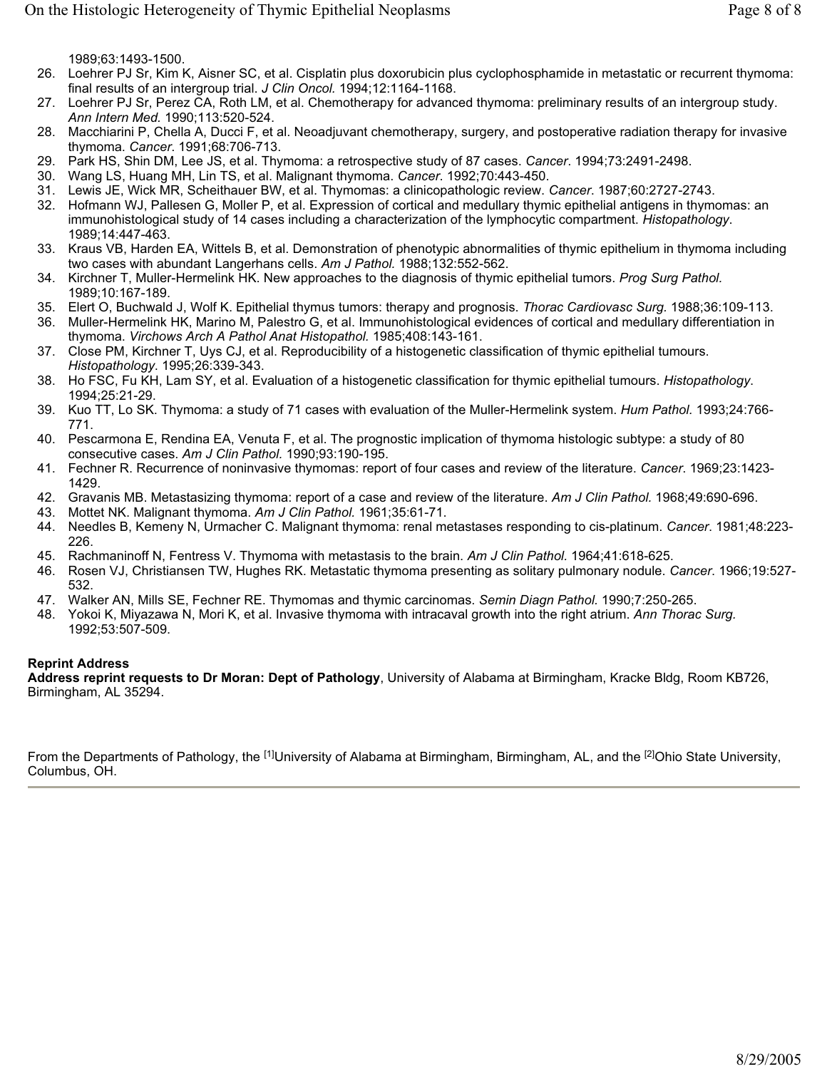1989;63:1493-1500.

26. Loehrer PJ Sr, Kim K, Aisner SC, et al. Cisplatin plus doxorubicin plus cyclophosphamide in metastatic or recurrent thymoma: final results of an intergroup trial. *J Clin Oncol.* 1994;12:1164-1168.
27. Loehrer PJ Sr, Perez CA, Roth LM, et al. Chemotherapy for advanced thymoma: preliminary results of an intergroup study. *Ann Intern Med.* 1990;113:520-524.
28. Macchiarini P, Chella A, Ducci F, et al. Neoadjuvant chemotherapy, surgery, and postoperative radiation therapy for invasive thymoma. *Cancer*. 1991;68:706-713.
29. Park HS, Shin DM, Lee JS, et al. Thymoma: a retrospective study of 87 cases. *Cancer*. 1994;73:2491-2498.
30. Wang LS, Huang MH, Lin TS, et al. Malignant thymoma. *Cancer*. 1992;70:443-450.
31. Lewis JE, Wick MR, Scheithauer BW, et al. Thymomas: a clinicopathologic review. *Cancer*. 1987;60:2727-2743.
32. Hofmann WJ, Pallesen G, Moller P, et al. Expression of cortical and medullary thymic epithelial antigens in thymomas: an immunohistological study of 14 cases including a characterization of the lymphocytic compartment. *Histopathology*. 1989;14:447-463.
33. Kraus VB, Harden EA, Wittels B, et al. Demonstration of phenotypic abnormalities of thymic epithelium in thymoma including two cases with abundant Langerhans cells. *Am J Pathol.* 1988;132:552-562.
34. Kirchner T, Muller-Hermelink HK. New approaches to the diagnosis of thymic epithelial tumors. *Prog Surg Pathol.* 1989;10:167-189.
35. Elert O, Buchwald J, Wolf K. Epithelial thymus tumors: therapy and prognosis. *Thorac Cardiovasc Surg.* 1988;36:109-113.
36. Muller-Hermelink HK, Marino M, Palestro G, et al. Immunohistological evidences of cortical and medullary differentiation in thymoma. *Virchows Arch A Pathol Anat Histopathol.* 1985;408:143-161.
37. Close PM, Kirchner T, Uys CJ, et al. Reproducibility of a histogenetic classification of thymic epithelial tumours. *Histopathology*. 1995;26:339-343.
38. Ho FSC, Fu KH, Lam SY, et al. Evaluation of a histogenetic classification for thymic epithelial tumours. *Histopathology*. 1994;25:21-29.
39. Kuo TT, Lo SK. Thymoma: a study of 71 cases with evaluation of the Muller-Hermelink system. *Hum Pathol.* 1993;24:766-771.
40. Pescarmona E, Rendina EA, Venuta F, et al. The prognostic implication of thymoma histologic subtype: a study of 80 consecutive cases. *Am J Clin Pathol.* 1990;93:190-195.
41. Fechner R. Recurrence of noninvasive thymomas: report of four cases and review of the literature. *Cancer*. 1969;23:1423-1429.
42. Gravanis MB. Metastasizing thymoma: report of a case and review of the literature. *Am J Clin Pathol.* 1968;49:690-696.
43. Mottet NK. Malignant thymoma. *Am J Clin Pathol.* 1961;35:61-71.
44. Needles B, Kemeny N, Urmacher C. Malignant thymoma: renal metastases responding to cis-platinum. *Cancer*. 1981;48:223-226.
45. Rachmaninoff N, Fentress V. Thymoma with metastasis to the brain. *Am J Clin Pathol.* 1964;41:618-625.
46. Rosen VJ, Christiansen TW, Hughes RK. Metastatic thymoma presenting as solitary pulmonary nodule. *Cancer*. 1966;19:527-532.
47. Walker AN, Mills SE, Fechner RE. Thymomas and thymic carcinomas. *Semin Diagn Pathol.* 1990;7:250-265.
48. Yokoi K, Miyazawa N, Mori K, et al. Invasive thymoma with intracaval growth into the right atrium. *Ann Thorac Surg.* 1992;53:507-509.

**Reprint Address**

**Address reprint requests to Dr Moran: Dept of Pathology**, University of Alabama at Birmingham, Kracke Bldg, Room KB726, Birmingham, AL 35294.

From the Departments of Pathology, the [1]University of Alabama at Birmingham, Birmingham, AL, and the [2]Ohio State University, Columbus, OH.